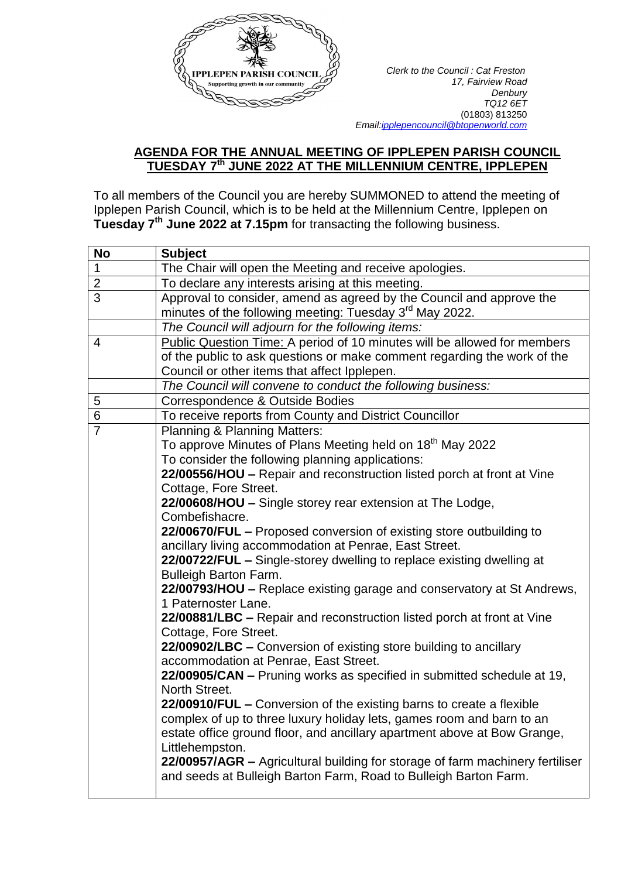IPPLEPEN PARISH COUNCIL
Supporting growth in our community

*Clerk to the Council : Cat Freston*
*17, Fairview Road*
*Denbury*
*TQ12 6ET*
(01803) 813250
*Email:ipplepencouncil@btopenworld.com*

## AGENDA FOR THE ANNUAL MEETING OF IPPLEPEN PARISH COUNCIL TUESDAY 7th JUNE 2022 AT THE MILLENNIUM CENTRE, IPPLEPEN

To all members of the Council you are hereby SUMMONED to attend the meeting of Ipplepen Parish Council, which is to be held at the Millennium Centre, Ipplepen on **Tuesday 7th June 2022 at 7.15pm** for transacting the following business.

| No | Subject |
|---|---|
| 1 | The Chair will open the Meeting and receive apologies. |
| 2 | To declare any interests arising at this meeting. |
| 3 | Approval to consider, amend as agreed by the Council and approve the minutes of the following meeting: Tuesday 3rd May 2022. |
| | *The Council will adjourn for the following items:* |
| 4 | Public Question Time: A period of 10 minutes will be allowed for members of the public to ask questions or make comment regarding the work of the Council or other items that affect Ipplepen. |
| | *The Council will convene to conduct the following business:* |
| 5 | Correspondence & Outside Bodies |
| 6 | To receive reports from County and District Councillor |
| 7 | Planning & Planning Matters:<br>To approve Minutes of Plans Meeting held on 18th May 2022<br>To consider the following planning applications:<br>**22/00556/HOU –** Repair and reconstruction listed porch at front at Vine Cottage, Fore Street.<br>**22/00608/HOU –** Single storey rear extension at The Lodge, Combefishacre.<br>**22/00670/FUL –** Proposed conversion of existing store outbuilding to ancillary living accommodation at Penrae, East Street.<br>**22/00722/FUL –** Single-storey dwelling to replace existing dwelling at Bulleigh Barton Farm.<br>**22/00793/HOU –** Replace existing garage and conservatory at St Andrews, 1 Paternoster Lane.<br>**22/00881/LBC –** Repair and reconstruction listed porch at front at Vine Cottage, Fore Street.<br>**22/00902/LBC –** Conversion of existing store building to ancillary accommodation at Penrae, East Street.<br>**22/00905/CAN –** Pruning works as specified in submitted schedule at 19, North Street.<br>**22/00910/FUL –** Conversion of the existing barns to create a flexible complex of up to three luxury holiday lets, games room and barn to an estate office ground floor, and ancillary apartment above at Bow Grange, Littlehempston.<br>**22/00957/AGR –** Agricultural building for storage of farm machinery fertiliser and seeds at Bulleigh Barton Farm, Road to Bulleigh Barton Farm. |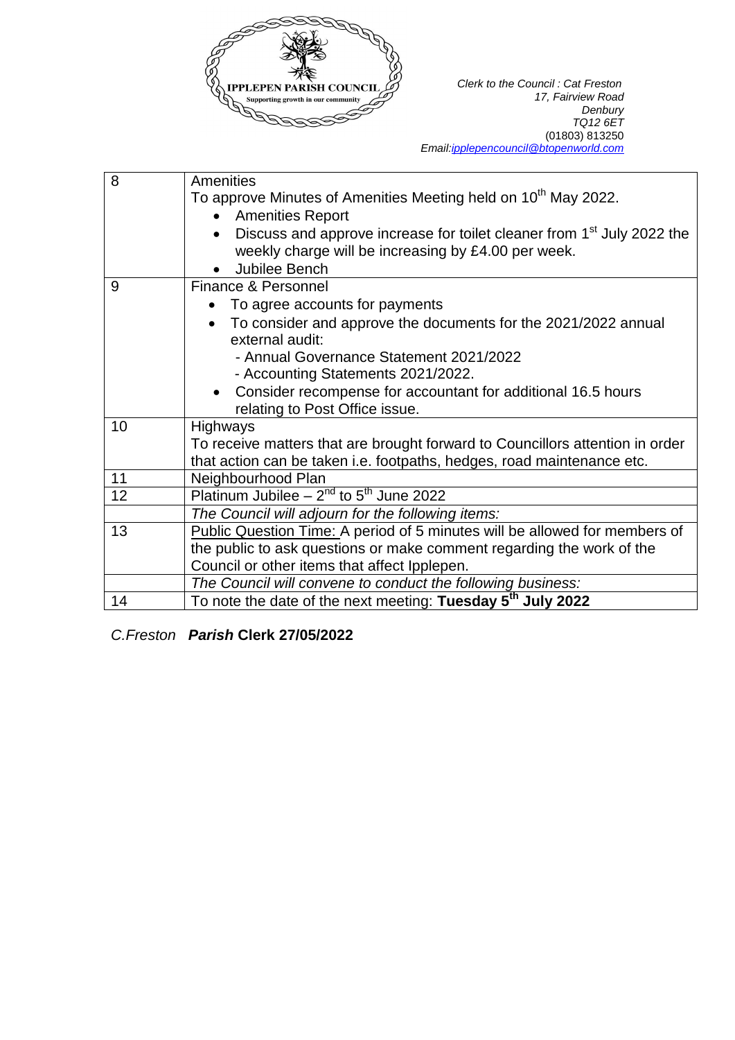IPPLEPEN PARISH COUNCIL
Supporting growth in our community

*Clerk to the Council : Cat Freston*
*17, Fairview Road*
*Denbury*
*TQ12 6ET*
(01803) 813250
*Email:ipplepencouncil@btopenworld.com*

| | |
|---|---|
| 8 | Amenities<br>To approve Minutes of Amenities Meeting held on 10th May 2022.<br>• Amenities Report<br>• Discuss and approve increase for toilet cleaner from 1st July 2022 the weekly charge will be increasing by £4.00 per week.<br>• Jubilee Bench |
| 9 | Finance & Personnel<br>• To agree accounts for payments<br>• To consider and approve the documents for the 2021/2022 annual external audit:<br>- Annual Governance Statement 2021/2022<br>- Accounting Statements 2021/2022.<br>• Consider recompense for accountant for additional 16.5 hours relating to Post Office issue. |
| 10 | Highways<br>To receive matters that are brought forward to Councillors attention in order that action can be taken i.e. footpaths, hedges, road maintenance etc. |
| 11 | Neighbourhood Plan |
| 12 | Platinum Jubilee – 2nd to 5th June 2022 |
| | *The Council will adjourn for the following items:* |
| 13 | Public Question Time: A period of 5 minutes will be allowed for members of the public to ask questions or make comment regarding the work of the Council or other items that affect Ipplepen. |
| | *The Council will convene to conduct the following business:* |
| 14 | To note the date of the next meeting: **Tuesday 5th July 2022** |

*C.Freston* ***Parish*** **Clerk 27/05/2022**